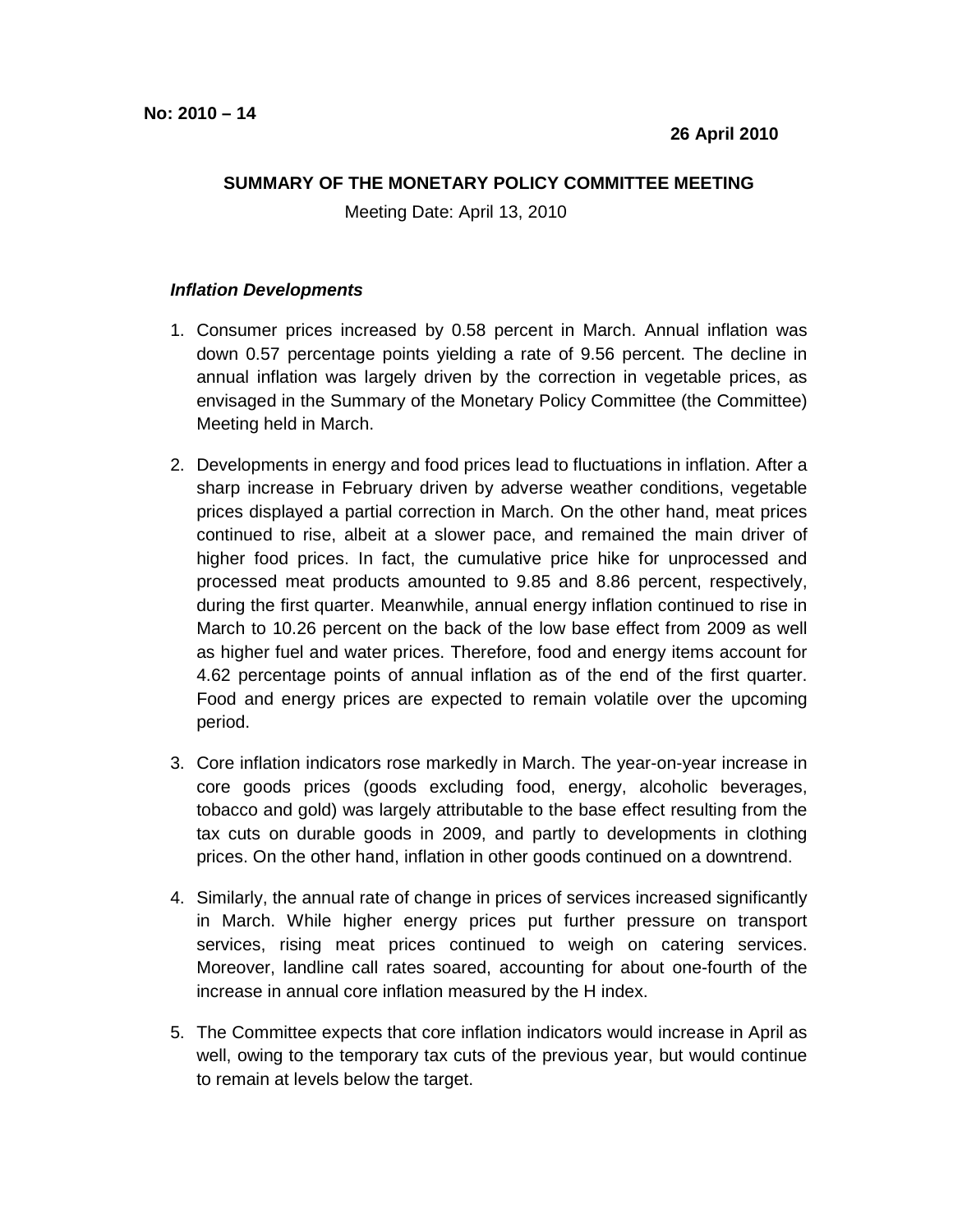**No: 2010 – 14**

**26 April 2010**

**SUMMARY OF THE MONETARY POLICY COMMITTEE MEETING**

Meeting Date: April 13, 2010

***Inflation Developments***

1. Consumer prices increased by 0.58 percent in March. Annual inflation was down 0.57 percentage points yielding a rate of 9.56 percent. The decline in annual inflation was largely driven by the correction in vegetable prices, as envisaged in the Summary of the Monetary Policy Committee (the Committee) Meeting held in March.

2. Developments in energy and food prices lead to fluctuations in inflation. After a sharp increase in February driven by adverse weather conditions, vegetable prices displayed a partial correction in March. On the other hand, meat prices continued to rise, albeit at a slower pace, and remained the main driver of higher food prices. In fact, the cumulative price hike for unprocessed and processed meat products amounted to 9.85 and 8.86 percent, respectively, during the first quarter. Meanwhile, annual energy inflation continued to rise in March to 10.26 percent on the back of the low base effect from 2009 as well as higher fuel and water prices. Therefore, food and energy items account for 4.62 percentage points of annual inflation as of the end of the first quarter. Food and energy prices are expected to remain volatile over the upcoming period.

3. Core inflation indicators rose markedly in March. The year-on-year increase in core goods prices (goods excluding food, energy, alcoholic beverages, tobacco and gold) was largely attributable to the base effect resulting from the tax cuts on durable goods in 2009, and partly to developments in clothing prices. On the other hand, inflation in other goods continued on a downtrend.

4. Similarly, the annual rate of change in prices of services increased significantly in March. While higher energy prices put further pressure on transport services, rising meat prices continued to weigh on catering services. Moreover, landline call rates soared, accounting for about one-fourth of the increase in annual core inflation measured by the H index.

5. The Committee expects that core inflation indicators would increase in April as well, owing to the temporary tax cuts of the previous year, but would continue to remain at levels below the target.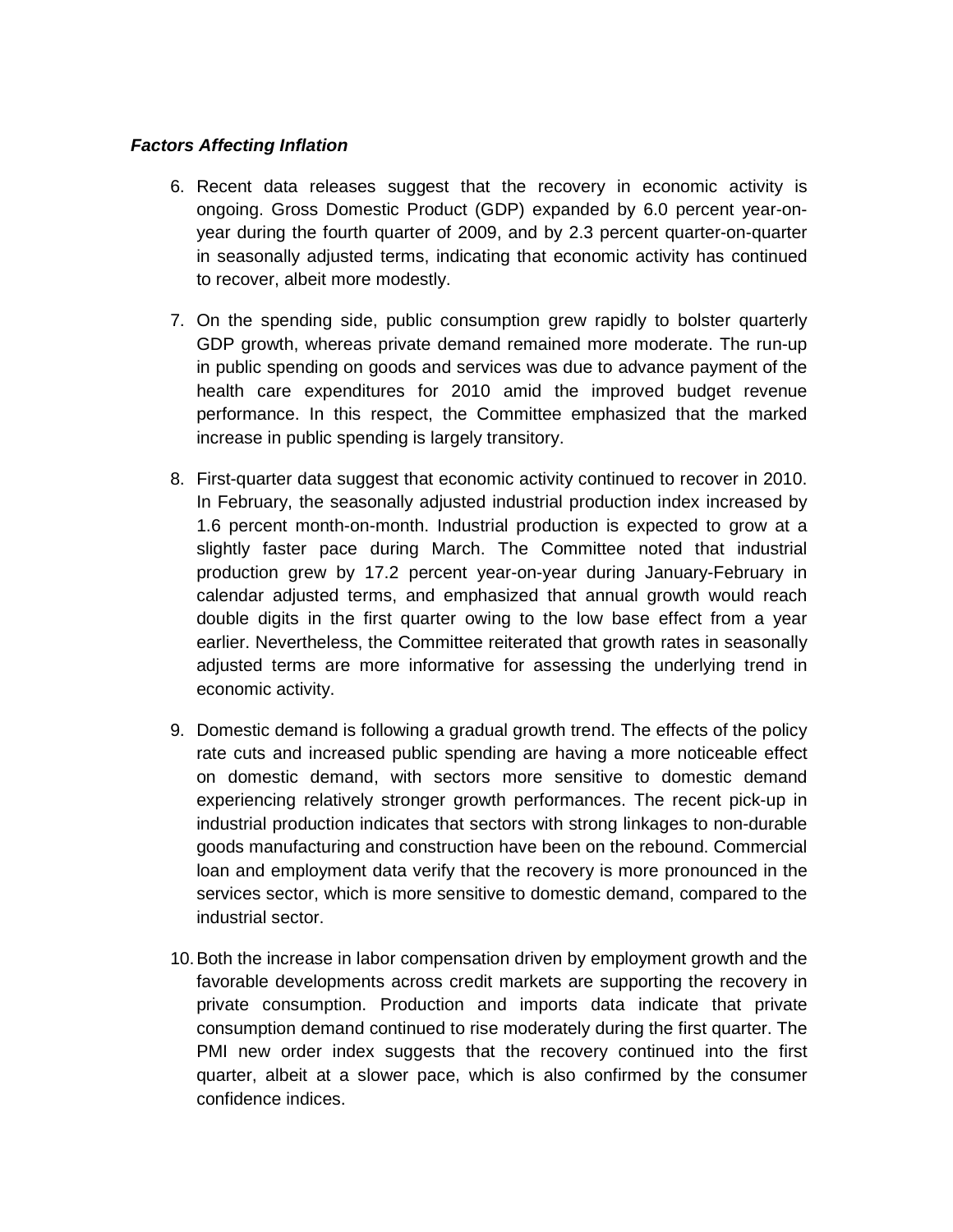***Factors Affecting Inflation***

6. Recent data releases suggest that the recovery in economic activity is ongoing. Gross Domestic Product (GDP) expanded by 6.0 percent year-on-year during the fourth quarter of 2009, and by 2.3 percent quarter-on-quarter in seasonally adjusted terms, indicating that economic activity has continued to recover, albeit more modestly.

7. On the spending side, public consumption grew rapidly to bolster quarterly GDP growth, whereas private demand remained more moderate. The run-up in public spending on goods and services was due to advance payment of the health care expenditures for 2010 amid the improved budget revenue performance. In this respect, the Committee emphasized that the marked increase in public spending is largely transitory.

8. First-quarter data suggest that economic activity continued to recover in 2010. In February, the seasonally adjusted industrial production index increased by 1.6 percent month-on-month. Industrial production is expected to grow at a slightly faster pace during March. The Committee noted that industrial production grew by 17.2 percent year-on-year during January-February in calendar adjusted terms, and emphasized that annual growth would reach double digits in the first quarter owing to the low base effect from a year earlier. Nevertheless, the Committee reiterated that growth rates in seasonally adjusted terms are more informative for assessing the underlying trend in economic activity.

9. Domestic demand is following a gradual growth trend. The effects of the policy rate cuts and increased public spending are having a more noticeable effect on domestic demand, with sectors more sensitive to domestic demand experiencing relatively stronger growth performances. The recent pick-up in industrial production indicates that sectors with strong linkages to non-durable goods manufacturing and construction have been on the rebound. Commercial loan and employment data verify that the recovery is more pronounced in the services sector, which is more sensitive to domestic demand, compared to the industrial sector.

10. Both the increase in labor compensation driven by employment growth and the favorable developments across credit markets are supporting the recovery in private consumption. Production and imports data indicate that private consumption demand continued to rise moderately during the first quarter. The PMI new order index suggests that the recovery continued into the first quarter, albeit at a slower pace, which is also confirmed by the consumer confidence indices.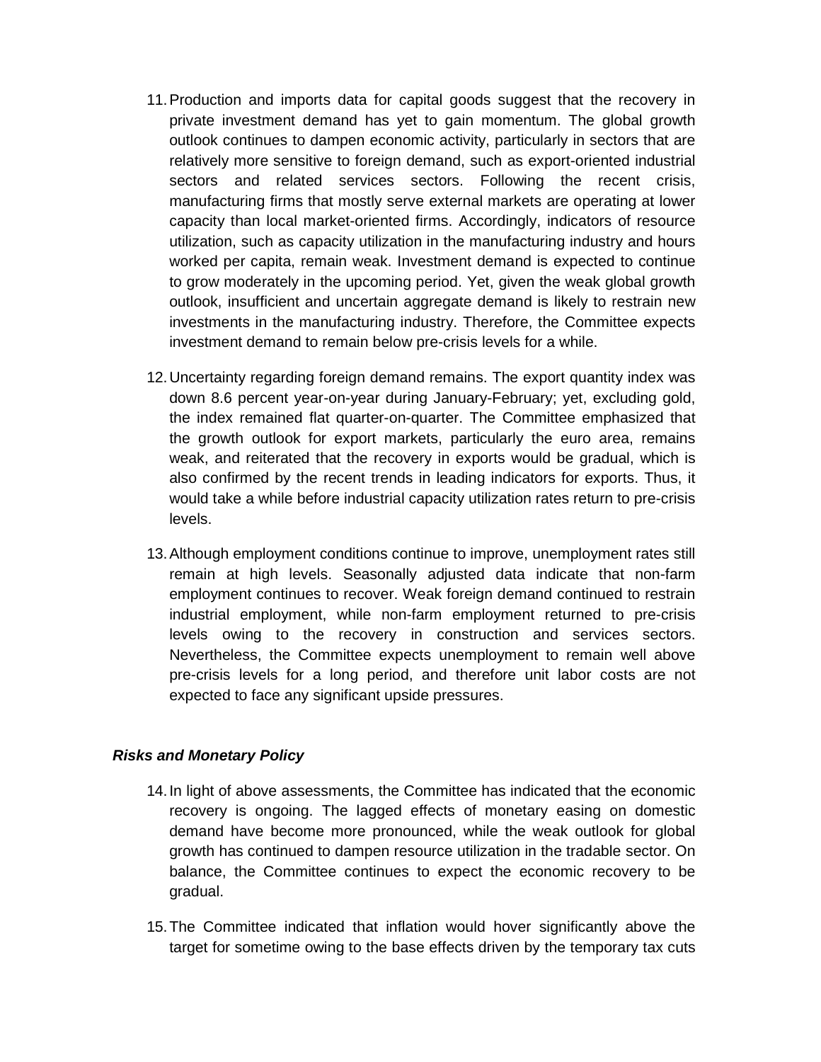11. Production and imports data for capital goods suggest that the recovery in private investment demand has yet to gain momentum. The global growth outlook continues to dampen economic activity, particularly in sectors that are relatively more sensitive to foreign demand, such as export-oriented industrial sectors and related services sectors. Following the recent crisis, manufacturing firms that mostly serve external markets are operating at lower capacity than local market-oriented firms. Accordingly, indicators of resource utilization, such as capacity utilization in the manufacturing industry and hours worked per capita, remain weak. Investment demand is expected to continue to grow moderately in the upcoming period. Yet, given the weak global growth outlook, insufficient and uncertain aggregate demand is likely to restrain new investments in the manufacturing industry. Therefore, the Committee expects investment demand to remain below pre-crisis levels for a while.

12. Uncertainty regarding foreign demand remains. The export quantity index was down 8.6 percent year-on-year during January-February; yet, excluding gold, the index remained flat quarter-on-quarter. The Committee emphasized that the growth outlook for export markets, particularly the euro area, remains weak, and reiterated that the recovery in exports would be gradual, which is also confirmed by the recent trends in leading indicators for exports. Thus, it would take a while before industrial capacity utilization rates return to pre-crisis levels.

13. Although employment conditions continue to improve, unemployment rates still remain at high levels. Seasonally adjusted data indicate that non-farm employment continues to recover. Weak foreign demand continued to restrain industrial employment, while non-farm employment returned to pre-crisis levels owing to the recovery in construction and services sectors. Nevertheless, the Committee expects unemployment to remain well above pre-crisis levels for a long period, and therefore unit labor costs are not expected to face any significant upside pressures.

***Risks and Monetary Policy***

14. In light of above assessments, the Committee has indicated that the economic recovery is ongoing. The lagged effects of monetary easing on domestic demand have become more pronounced, while the weak outlook for global growth has continued to dampen resource utilization in the tradable sector. On balance, the Committee continues to expect the economic recovery to be gradual.

15. The Committee indicated that inflation would hover significantly above the target for sometime owing to the base effects driven by the temporary tax cuts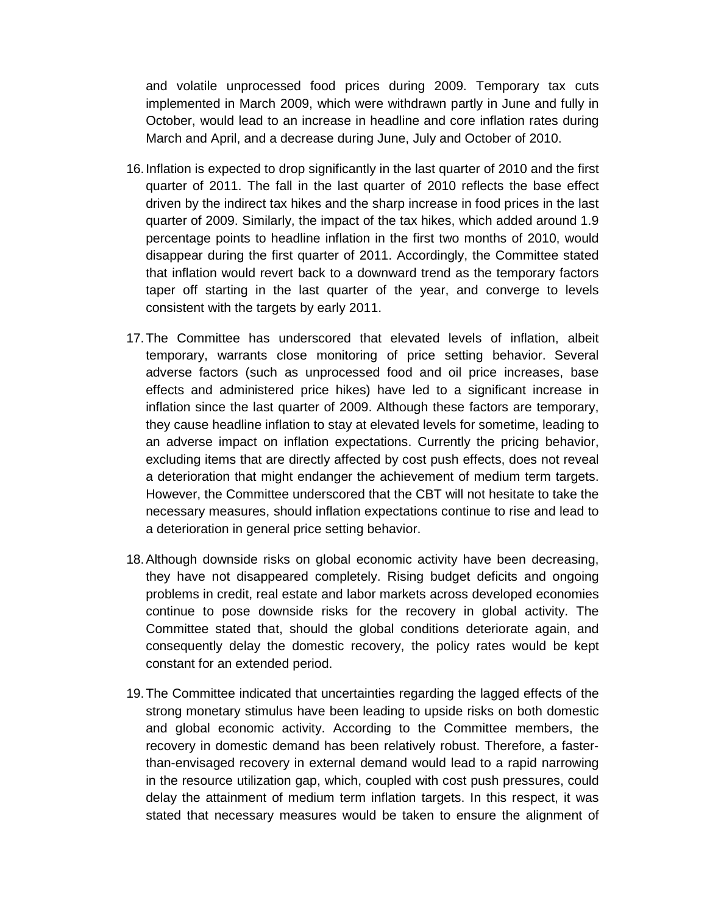and volatile unprocessed food prices during 2009. Temporary tax cuts implemented in March 2009, which were withdrawn partly in June and fully in October, would lead to an increase in headline and core inflation rates during March and April, and a decrease during June, July and October of 2010.

16. Inflation is expected to drop significantly in the last quarter of 2010 and the first quarter of 2011. The fall in the last quarter of 2010 reflects the base effect driven by the indirect tax hikes and the sharp increase in food prices in the last quarter of 2009. Similarly, the impact of the tax hikes, which added around 1.9 percentage points to headline inflation in the first two months of 2010, would disappear during the first quarter of 2011. Accordingly, the Committee stated that inflation would revert back to a downward trend as the temporary factors taper off starting in the last quarter of the year, and converge to levels consistent with the targets by early 2011.

17. The Committee has underscored that elevated levels of inflation, albeit temporary, warrants close monitoring of price setting behavior. Several adverse factors (such as unprocessed food and oil price increases, base effects and administered price hikes) have led to a significant increase in inflation since the last quarter of 2009. Although these factors are temporary, they cause headline inflation to stay at elevated levels for sometime, leading to an adverse impact on inflation expectations. Currently the pricing behavior, excluding items that are directly affected by cost push effects, does not reveal a deterioration that might endanger the achievement of medium term targets. However, the Committee underscored that the CBT will not hesitate to take the necessary measures, should inflation expectations continue to rise and lead to a deterioration in general price setting behavior.

18. Although downside risks on global economic activity have been decreasing, they have not disappeared completely. Rising budget deficits and ongoing problems in credit, real estate and labor markets across developed economies continue to pose downside risks for the recovery in global activity. The Committee stated that, should the global conditions deteriorate again, and consequently delay the domestic recovery, the policy rates would be kept constant for an extended period.

19. The Committee indicated that uncertainties regarding the lagged effects of the strong monetary stimulus have been leading to upside risks on both domestic and global economic activity. According to the Committee members, the recovery in domestic demand has been relatively robust. Therefore, a faster-than-envisaged recovery in external demand would lead to a rapid narrowing in the resource utilization gap, which, coupled with cost push pressures, could delay the attainment of medium term inflation targets. In this respect, it was stated that necessary measures would be taken to ensure the alignment of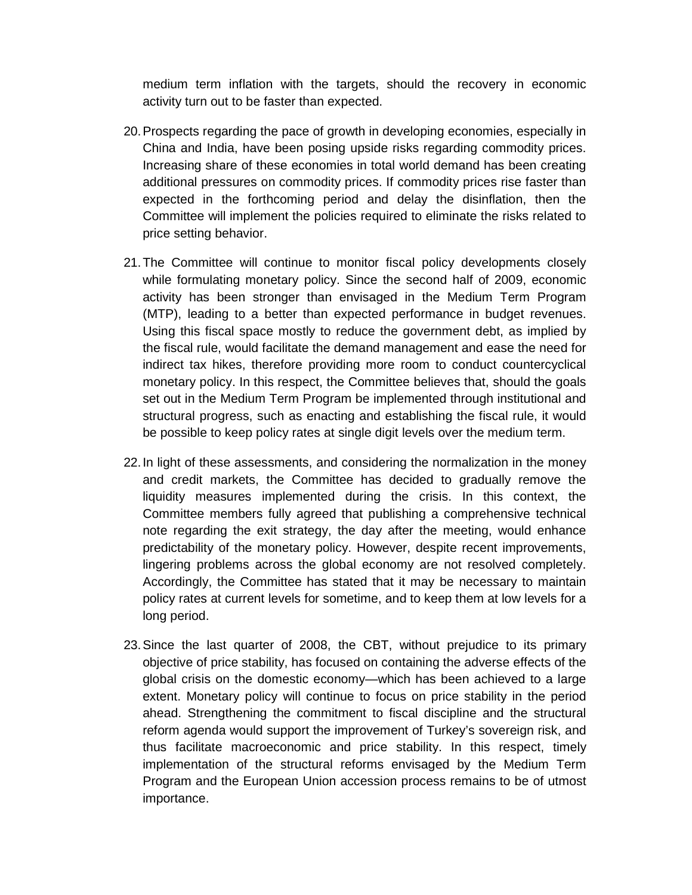medium term inflation with the targets, should the recovery in economic activity turn out to be faster than expected.

20. Prospects regarding the pace of growth in developing economies, especially in China and India, have been posing upside risks regarding commodity prices. Increasing share of these economies in total world demand has been creating additional pressures on commodity prices. If commodity prices rise faster than expected in the forthcoming period and delay the disinflation, then the Committee will implement the policies required to eliminate the risks related to price setting behavior.

21. The Committee will continue to monitor fiscal policy developments closely while formulating monetary policy. Since the second half of 2009, economic activity has been stronger than envisaged in the Medium Term Program (MTP), leading to a better than expected performance in budget revenues. Using this fiscal space mostly to reduce the government debt, as implied by the fiscal rule, would facilitate the demand management and ease the need for indirect tax hikes, therefore providing more room to conduct countercyclical monetary policy. In this respect, the Committee believes that, should the goals set out in the Medium Term Program be implemented through institutional and structural progress, such as enacting and establishing the fiscal rule, it would be possible to keep policy rates at single digit levels over the medium term.

22. In light of these assessments, and considering the normalization in the money and credit markets, the Committee has decided to gradually remove the liquidity measures implemented during the crisis. In this context, the Committee members fully agreed that publishing a comprehensive technical note regarding the exit strategy, the day after the meeting, would enhance predictability of the monetary policy. However, despite recent improvements, lingering problems across the global economy are not resolved completely. Accordingly, the Committee has stated that it may be necessary to maintain policy rates at current levels for sometime, and to keep them at low levels for a long period.

23. Since the last quarter of 2008, the CBT, without prejudice to its primary objective of price stability, has focused on containing the adverse effects of the global crisis on the domestic economy—which has been achieved to a large extent. Monetary policy will continue to focus on price stability in the period ahead. Strengthening the commitment to fiscal discipline and the structural reform agenda would support the improvement of Turkey's sovereign risk, and thus facilitate macroeconomic and price stability. In this respect, timely implementation of the structural reforms envisaged by the Medium Term Program and the European Union accession process remains to be of utmost importance.